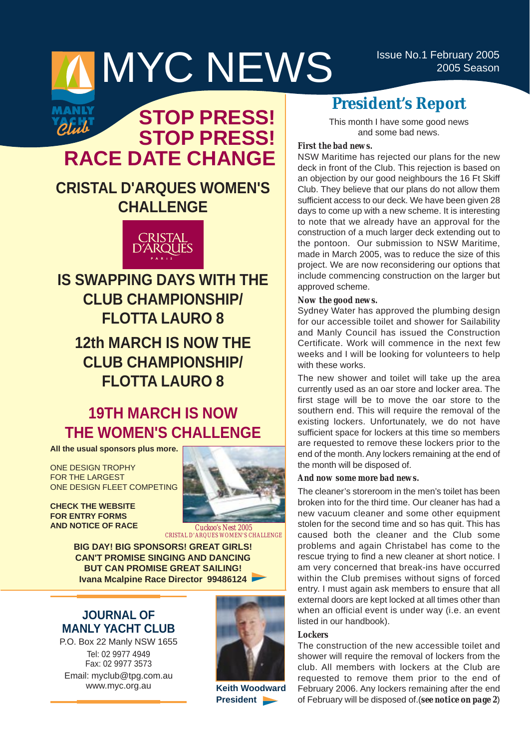# MYC NEWS

Issue No.1 February 2005
2005 Season

# STOP PRESS! STOP PRESS! RACE DATE CHANGE

## CRISTAL D'ARQUES WOMEN'S CHALLENGE

CRISTAL D'ARQUES PARIS

## IS SWAPPING DAYS WITH THE CLUB CHAMPIONSHIP/ FLOTTA LAURO 8

## 12th MARCH IS NOW THE CLUB CHAMPIONSHIP/ FLOTTA LAURO 8

## 19TH MARCH IS NOW THE WOMEN'S CHALLENGE

**All the usual sponsors plus more.**

ONE DESIGN TROPHY
FOR THE LARGEST
ONE DESIGN FLEET COMPETING

**CHECK THE WEBSITE FOR ENTRY FORMS AND NOTICE OF RACE**

*Cuckoo's Nest 2005*
CRISTAL D'ARQUES WOMEN'S CHALLENGE

**BIG DAY! BIG SPONSORS! GREAT GIRLS!**
**CAN'T PROMISE SINGING AND DANCING**
**BUT CAN PROMISE GREAT SAILING!**
**Ivana Mcalpine Race Director 99486124**

## JOURNAL OF MANLY YACHT CLUB

P.O. Box 22 Manly NSW 1655
Tel: 02 9977 4949
Fax: 02 9977 3573
Email: myclub@tpg.com.au
www.myc.org.au

**Keith Woodward**
**President**

# President's Report

This month I have some good news and some bad news.

***First the bad news.***

NSW Maritime has rejected our plans for the new deck in front of the Club. This rejection is based on an objection by our good neighbours the 16 Ft Skiff Club. They believe that our plans do not allow them sufficient access to our deck. We have been given 28 days to come up with a new scheme. It is interesting to note that we already have an approval for the construction of a much larger deck extending out to the pontoon. Our submission to NSW Maritime, made in March 2005, was to reduce the size of this project. We are now reconsidering our options that include commencing construction on the larger but approved scheme.

***Now the good news.***

Sydney Water has approved the plumbing design for our accessible toilet and shower for Sailability and Manly Council has issued the Construction Certificate. Work will commence in the next few weeks and I will be looking for volunteers to help with these works.

The new shower and toilet will take up the area currently used as an oar store and locker area. The first stage will be to move the oar store to the southern end. This will require the removal of the existing lockers. Unfortunately, we do not have sufficient space for lockers at this time so members are requested to remove these lockers prior to the end of the month. Any lockers remaining at the end of the month will be disposed of.

***And now some more bad news.***

The cleaner's storeroom in the men's toilet has been broken into for the third time. Our cleaner has had a new vacuum cleaner and some other equipment stolen for the second time and so has quit. This has caused both the cleaner and the Club some problems and again Christabel has come to the rescue trying to find a new cleaner at short notice. I am very concerned that break-ins have occurred within the Club premises without signs of forced entry. I must again ask members to ensure that all external doors are kept locked at all times other than when an official event is under way (i.e. an event listed in our handbook).

***Lockers***

The construction of the new accessible toilet and shower will require the removal of lockers from the club. All members with lockers at the Club are requested to remove them prior to the end of February 2006. Any lockers remaining after the end of February will be disposed of.(***see notice on page 2***)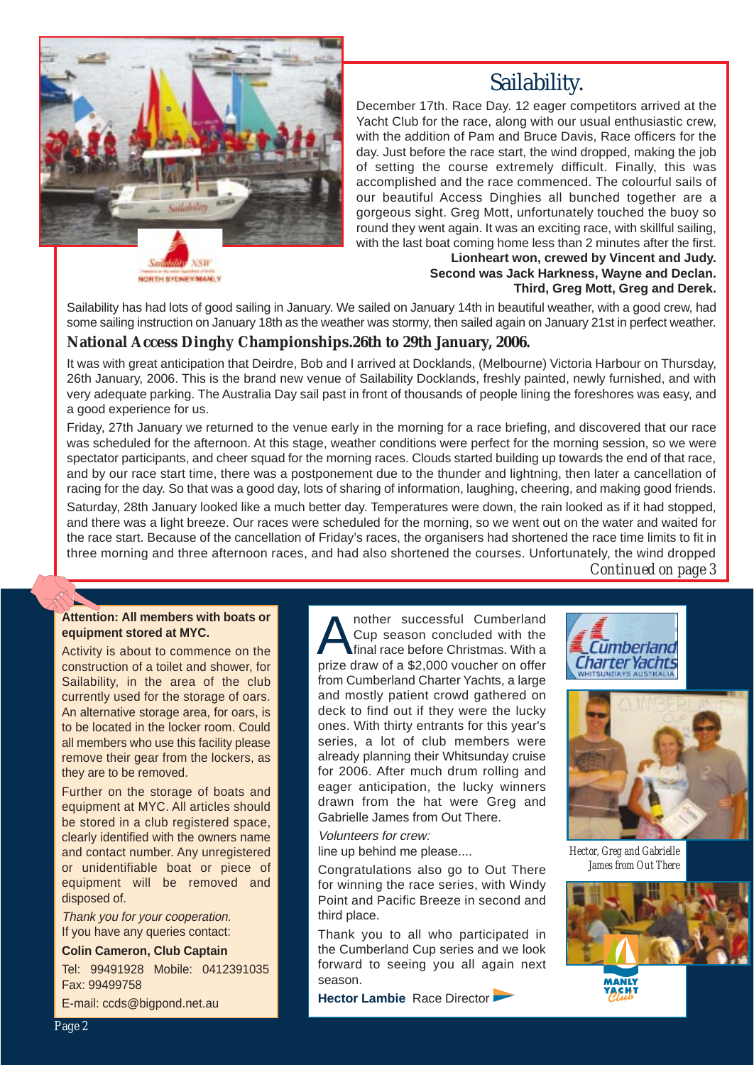# Sailability.

December 17th. Race Day. 12 eager competitors arrived at the Yacht Club for the race, along with our usual enthusiastic crew, with the addition of Pam and Bruce Davis, Race officers for the day. Just before the race start, the wind dropped, making the job of setting the course extremely difficult. Finally, this was accomplished and the race commenced. The colourful sails of our beautiful Access Dinghies all bunched together are a gorgeous sight. Greg Mott, unfortunately touched the buoy so round they went again. It was an exciting race, with skillful sailing, with the last boat coming home less than 2 minutes after the first.

**Lionheart won, crewed by Vincent and Judy.**
**Second was Jack Harkness, Wayne and Declan.**
**Third, Greg Mott, Greg and Derek.**

Sailability has had lots of good sailing in January. We sailed on January 14th in beautiful weather, with a good crew, had some sailing instruction on January 18th as the weather was stormy, then sailed again on January 21st in perfect weather.

## National Access Dinghy Championships.26th to 29th January, 2006.

It was with great anticipation that Deirdre, Bob and I arrived at Docklands, (Melbourne) Victoria Harbour on Thursday, 26th January, 2006. This is the brand new venue of Sailability Docklands, freshly painted, newly furnished, and with very adequate parking. The Australia Day sail past in front of thousands of people lining the foreshores was easy, and a good experience for us.

Friday, 27th January we returned to the venue early in the morning for a race briefing, and discovered that our race was scheduled for the afternoon. At this stage, weather conditions were perfect for the morning session, so we were spectator participants, and cheer squad for the morning races. Clouds started building up towards the end of that race, and by our race start time, there was a postponement due to the thunder and lightning, then later a cancellation of racing for the day. So that was a good day, lots of sharing of information, laughing, cheering, and making good friends.

Saturday, 28th January looked like a much better day. Temperatures were down, the rain looked as if it had stopped, and there was a light breeze. Our races were scheduled for the morning, so we went out on the water and waited for the race start. Because of the cancellation of Friday's races, the organisers had shortened the race time limits to fit in three morning and three afternoon races, and had also shortened the courses. Unfortunately, the wind dropped

*Continued on page 3*

---

**Attention: All members with boats or equipment stored at MYC.**

Activity is about to commence on the construction of a toilet and shower, for Sailability, in the area of the club currently used for the storage of oars. An alternative storage area, for oars, is to be located in the locker room. Could all members who use this facility please remove their gear from the lockers, as they are to be removed.

Further on the storage of boats and equipment at MYC. All articles should be stored in a club registered space, clearly identified with the owners name and contact number. Any unregistered or unidentifiable boat or piece of equipment will be removed and disposed of.

*Thank you for your cooperation.*
If you have any queries contact:

**Colin Cameron, Club Captain**
Tel: 99491928 Mobile: 0412391035
Fax: 99499758
E-mail: ccds@bigpond.net.au

---

Another successful Cumberland Cup season concluded with the final race before Christmas. With a prize draw of a $2,000 voucher on offer from Cumberland Charter Yachts, a large and mostly patient crowd gathered on deck to find out if they were the lucky ones. With thirty entrants for this year's series, a lot of club members were already planning their Whitsunday cruise for 2006. After much drum rolling and eager anticipation, the lucky winners drawn from the hat were Greg and Gabrielle James from Out There.

*Volunteers for crew:*
line up behind me please....

Congratulations also go to Out There for winning the race series, with Windy Point and Pacific Breeze in second and third place.

Thank you to all who participated in the Cumberland Cup series and we look forward to seeing you all again next season.

**Hector Lambie** Race Director

*Hector, Greg and Gabrielle James from Out There*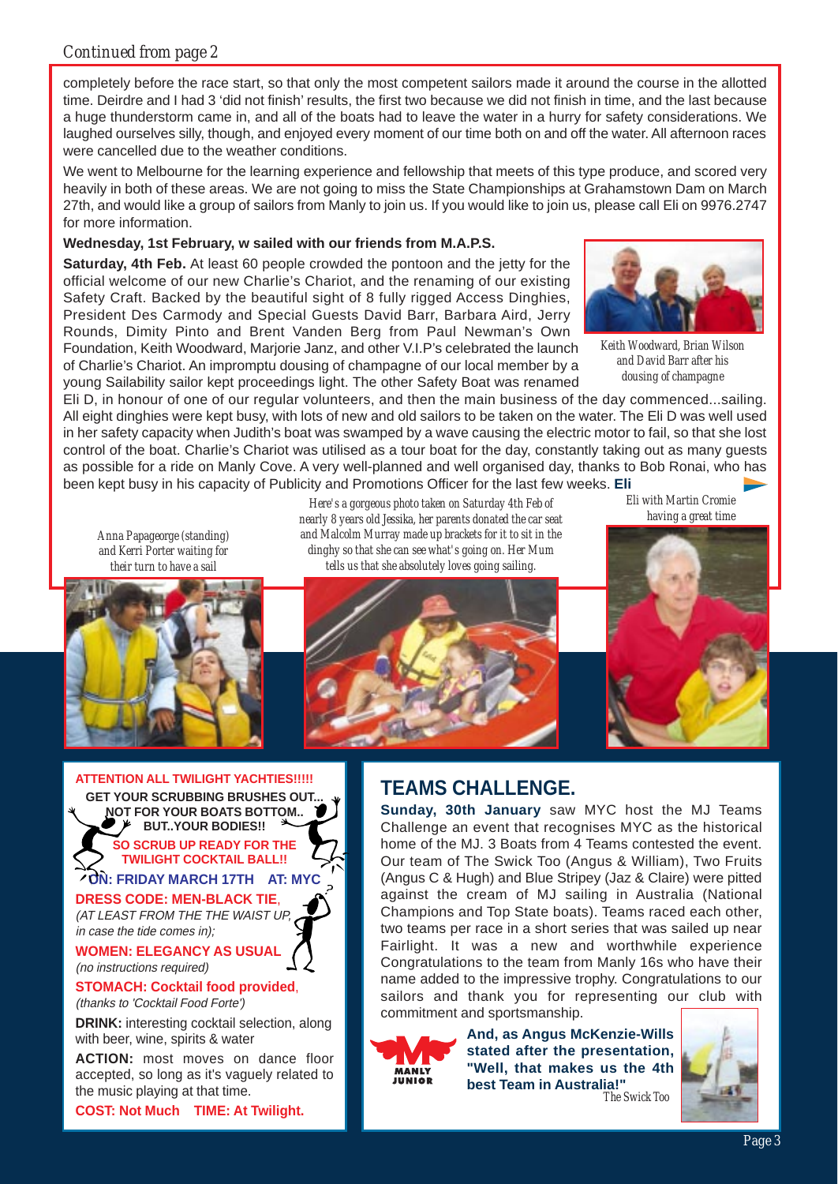*Continued from page 2*

completely before the race start, so that only the most competent sailors made it around the course in the allotted time. Deirdre and I had 3 'did not finish' results, the first two because we did not finish in time, and the last because a huge thunderstorm came in, and all of the boats had to leave the water in a hurry for safety considerations. We laughed ourselves silly, though, and enjoyed every moment of our time both on and off the water. All afternoon races were cancelled due to the weather conditions.

We went to Melbourne for the learning experience and fellowship that meets of this type produce, and scored very heavily in both of these areas. We are not going to miss the State Championships at Grahamstown Dam on March 27th, and would like a group of sailors from Manly to join us. If you would like to join us, please call Eli on 9976.2747 for more information.

**Wednesday, 1st February, w sailed with our friends from M.A.P.S.**

**Saturday, 4th Feb.** At least 60 people crowded the pontoon and the jetty for the official welcome of our new Charlie's Chariot, and the renaming of our existing Safety Craft. Backed by the beautiful sight of 8 fully rigged Access Dinghies, President Des Carmody and Special Guests David Barr, Barbara Aird, Jerry Rounds, Dimity Pinto and Brent Vanden Berg from Paul Newman's Own Foundation, Keith Woodward, Marjorie Janz, and other V.I.P's celebrated the launch of Charlie's Chariot. An impromptu dousing of champagne of our local member by a young Sailability sailor kept proceedings light. The other Safety Boat was renamed Eli D, in honour of one of our regular volunteers, and then the main business of the day commenced...sailing. All eight dinghies were kept busy, with lots of new and old sailors to be taken on the water. The Eli D was well used in her safety capacity when Judith's boat was swamped by a wave causing the electric motor to fail, so that she lost control of the boat. Charlie's Chariot was utilised as a tour boat for the day, constantly taking out as many guests as possible for a ride on Manly Cove. A very well-planned and well organised day, thanks to Bob Ronai, who has been kept busy in his capacity of Publicity and Promotions Officer for the last few weeks. **Eli**

*Keith Woodward, Brian Wilson and David Barr after his dousing of champagne*

*Anna Papageorge (standing) and Kerri Porter waiting for their turn to have a sail*

*Here's a gorgeous photo taken on Saturday 4th Feb of nearly 8 years old Jessika, her parents donated the car seat and Malcolm Murray made up brackets for it to sit in the dinghy so that she can see what's going on. Her Mum tells us that she absolutely loves going sailing.*

*Eli with Martin Cromie having a great time*

**ATTENTION ALL TWILIGHT YACHTIES!!!!!**

**GET YOUR SCRUBBING BRUSHES OUT... NOT FOR YOUR BOATS BOTTOM.. BUT..YOUR BODIES!!**

**SO SCRUB UP READY FOR THE TWILIGHT COCKTAIL BALL!!**

**ON: FRIDAY MARCH 17TH AT: MYC**

**DRESS CODE: MEN-BLACK TIE**, *(AT LEAST FROM THE THE WAIST UP, in case the tide comes in);*

**WOMEN: ELEGANCY AS USUAL** *(no instructions required)*

**STOMACH: Cocktail food provided**, *(thanks to 'Cocktail Food Forte')*

**DRINK:** interesting cocktail selection, along with beer, wine, spirits & water

**ACTION:** most moves on dance floor accepted, so long as it's vaguely related to the music playing at that time.

**COST: Not Much TIME: At Twilight.**

## TEAMS CHALLENGE.

**Sunday, 30th January** saw MYC host the MJ Teams Challenge an event that recognises MYC as the historical home of the MJ. 3 Boats from 4 Teams contested the event. Our team of The Swick Too (Angus & William), Two Fruits (Angus C & Hugh) and Blue Stripey (Jaz & Claire) were pitted against the cream of MJ sailing in Australia (National Champions and Top State boats). Teams raced each other, two teams per race in a short series that was sailed up near Fairlight. It was a new and worthwhile experience Congratulations to the team from Manly 16s who have their name added to the impressive trophy. Congratulations to our sailors and thank you for representing our club with commitment and sportsmanship.

MANLY JUNIOR

**And, as Angus McKenzie-Wills stated after the presentation, "Well, that makes us the 4th best Team in Australia!"**

*The Swick Too*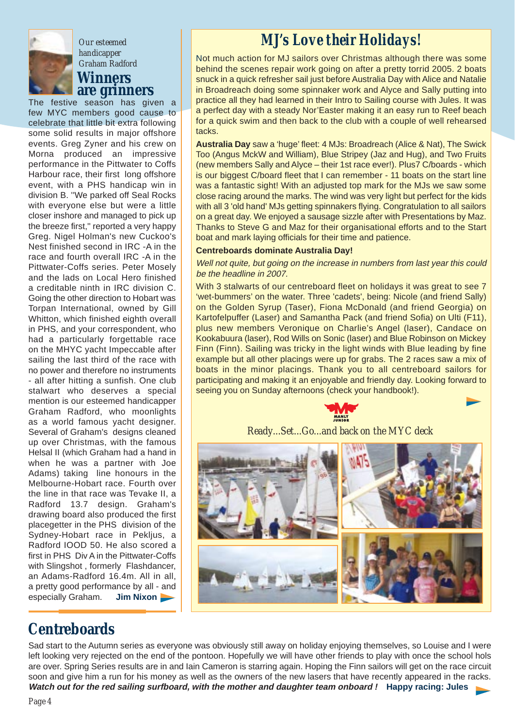*Our esteemed handicapper Graham Radford*

## Winners are grinners

The festive season has given a few MYC members good cause to celebrate that little bit extra following some solid results in major offshore events. Greg Zyner and his crew on Morna produced an impressive performance in the Pittwater to Coffs Harbour race, their first long offshore event, with a PHS handicap win in division B. "We parked off Seal Rocks with everyone else but were a little closer inshore and managed to pick up the breeze first," reported a very happy Greg. Nigel Holman's new Cuckoo's Nest finished second in IRC -A in the race and fourth overall IRC -A in the Pittwater-Coffs series. Peter Mosely and the lads on Local Hero finished a creditable ninth in IRC division C. Going the other direction to Hobart was Torpan International, owned by Gill Whitton, which finished eighth overall in PHS, and your correspondent, who had a particularly forgettable race on the MHYC yacht Impeccable after sailing the last third of the race with no power and therefore no instruments - all after hitting a sunfish. One club stalwart who deserves a special mention is our esteemed handicapper Graham Radford, who moonlights as a world famous yacht designer. Several of Graham's designs cleaned up over Christmas, with the famous Helsal II (which Graham had a hand in when he was a partner with Joe Adams) taking line honours in the Melbourne-Hobart race. Fourth over the line in that race was Tevake II, a Radford 13.7 design. Graham's drawing board also produced the first placegetter in the PHS division of the Sydney-Hobart race in Pekljus, a Radford IOOD 50. He also scored a first in PHS Div A in the Pittwater-Coffs with Slingshot, formerly Flashdancer, an Adams-Radford 16.4m. All in all, a pretty good performance by all - and especially Graham. **Jim Nixon**

## MJ's Love their Holidays!

Not much action for MJ sailors over Christmas although there was some behind the scenes repair work going on after a pretty torrid 2005. 2 boats snuck in a quick refresher sail just before Australia Day with Alice and Natalie in Broadreach doing some spinnaker work and Alyce and Sally putting into practice all they had learned in their Intro to Sailing course with Jules. It was a perfect day with a steady Nor'Easter making it an easy run to Reef beach for a quick swim and then back to the club with a couple of well rehearsed tacks.

**Australia Day** saw a 'huge' fleet: 4 MJs: Broadreach (Alice & Nat), The Swick Too (Angus MckW and William), Blue Stripey (Jaz and Hug), and Two Fruits (new members Sally and Alyce – their 1st race ever!). Plus7 C/boards - which is our biggest C/board fleet that I can remember - 11 boats on the start line was a fantastic sight! With an adjusted top mark for the MJs we saw some close racing around the marks. The wind was very light but perfect for the kids with all 3 'old hand' MJs getting spinnakers flying. Congratulation to all sailors on a great day. We enjoyed a sausage sizzle after with Presentations by Maz. Thanks to Steve G and Maz for their organisational efforts and to the Start boat and mark laying officials for their time and patience.

**Centreboards dominate Australia Day!**

*Well not quite, but going on the increase in numbers from last year this could be the headline in 2007.*

With 3 stalwarts of our centreboard fleet on holidays it was great to see 7 'wet-bummers' on the water. Three 'cadets', being: Nicole (and friend Sally) on the Golden Syrup (Taser), Fiona McDonald (and friend Georgia) on Kartofelpuffer (Laser) and Samantha Pack (and friend Sofia) on Ulti (F11), plus new members Veronique on Charlie's Angel (laser), Candace on Kookabuura (laser), Rod Wills on Sonic (laser) and Blue Robinson on Mickey Finn (Finn). Sailing was tricky in the light winds with Blue leading by fine example but all other placings were up for grabs. The 2 races saw a mix of boats in the minor placings. Thank you to all centreboard sailors for participating and making it an enjoyable and friendly day. Looking forward to seeing you on Sunday afternoons (check your handbook!).

*Ready...Set...Go...and back on the MYC deck*

## Centreboards

Sad start to the Autumn series as everyone was obviously still away on holiday enjoying themselves, so Louise and I were left looking very rejected on the end of the pontoon. Hopefully we will have other friends to play with once the school hols are over. Spring Series results are in and Iain Cameron is starring again. Hoping the Finn sailors will get on the race circuit soon and give him a run for his money as well as the owners of the new lasers that have recently appeared in the racks.

***Watch out for the red sailing surfboard, with the mother and daughter team onboard !*** **Happy racing: Jules**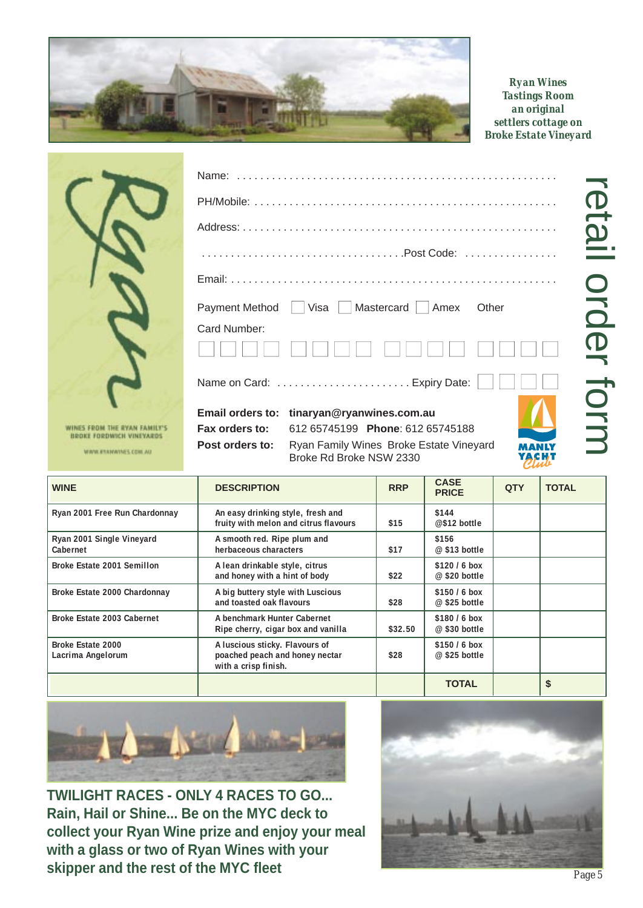*Ryan Wines Tastings Room an original settlers cottage on Broke Estate Vineyard*

# retail order form

WINES FROM THE RYAN FAMILY'S BROKE FORDWICH VINEYARDS

WWW.RYANWINES.COM.AU

Name: . . . . . . . . . . . . . . . . . . . . . . . . . . . . . . . . . . . . . . . . . . . . . . . . . . . .

PH/Mobile: . . . . . . . . . . . . . . . . . . . . . . . . . . . . . . . . . . . . . . . . . . . . . . . . .

Address: . . . . . . . . . . . . . . . . . . . . . . . . . . . . . . . . . . . . . . . . . . . . . . . . . . .

. . . . . . . . . . . . . . . . . . . . . . . . . . . . . . . . . .Post Code: . . . . . . . . . . . . . . . .

Email: . . . . . . . . . . . . . . . . . . . . . . . . . . . . . . . . . . . . . . . . . . . . . . . . . . . . . .

Payment Method ☐ Visa ☐ Mastercard ☐ Amex Other

Card Number:

☐☐☐☐ ☐☐☐☐ ☐☐☐☐ ☐☐☐☐

Name on Card: . . . . . . . . . . . . . . . . . . . . . . . Expiry Date: ☐☐ ☐☐

**Email orders to:** **tinaryan@ryanwines.com.au**

**Fax orders to:** 612 65745199 **Phone**: 612 65745188

**Post orders to:** Ryan Family Wines Broke Estate Vineyard Broke Rd Broke NSW 2330

MANLY YACHT Club

| WINE | DESCRIPTION | RRP | CASE PRICE | QTY | TOTAL |
|---|---|---|---|---|---|
| Ryan 2001 Free Run Chardonnay | An easy drinking style, fresh and fruity with melon and citrus flavours | $15 | $144 @$12 bottle | | |
| Ryan 2001 Single Vineyard Cabernet | A smooth red. Ripe plum and herbaceous characters | $17 | $156 @ $13 bottle | | |
| Broke Estate 2001 Semillon | A lean drinkable style, citrus and honey with a hint of body | $22 | $120 / 6 box @ $20 bottle | | |
| Broke Estate 2000 Chardonnay | A big buttery style with Luscious and toasted oak flavours | $28 | $150 / 6 box @ $25 bottle | | |
| Broke Estate 2003 Cabernet | A benchmark Hunter Cabernet Ripe cherry, cigar box and vanilla | $32.50 | $180 / 6 box @ $30 bottle | | |
| Broke Estate 2000 Lacrima Angelorum | A luscious sticky. Flavours of poached peach and honey nectar with a crisp finish. | $28 | $150 / 6 box @ $25 bottle | | |
| | | | **TOTAL** | | **$** |

**TWILIGHT RACES - ONLY 4 RACES TO GO... Rain, Hail or Shine... Be on the MYC deck to collect your Ryan Wine prize and enjoy your meal with a glass or two of Ryan Wines with your skipper and the rest of the MYC fleet**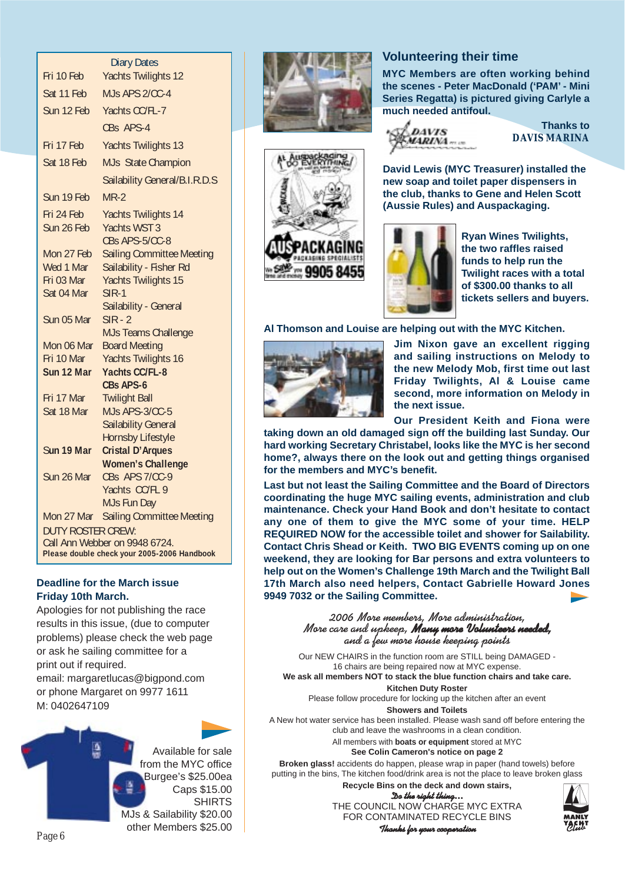## Diary Dates

| | |
|---|---|
| Fri 10 Feb | Yachts Twilights 12 |
| Sat 11 Feb | MJs APS 2/CC-4 |
| Sun 12 Feb | Yachts CC/FL-7 |
| | CBs APS-4 |
| Fri 17 Feb | Yachts Twilights 13 |
| Sat 18 Feb | MJs State Champion |
| | Sailability General/B.I.R.D.S |
| Sun 19 Feb | MR-2 |
| Fri 24 Feb | Yachts Twilights 14 |
| Sun 26 Feb | Yachts WST 3 |
| | CBs APS-5/CC-8 |
| Mon 27 Feb | Sailing Committee Meeting |
| Wed 1 Mar | Sailability - Fisher Rd |
| Fri 03 Mar | Yachts Twilights 15 |
| Sat 04 Mar | SIR-1 |
| | Sailability - General |
| Sun 05 Mar | SIR - 2 |
| | MJs Teams Challenge |
| Mon 06 Mar | Board Meeting |
| Fri 10 Mar | Yachts Twilights 16 |
| **Sun 12 Mar** | **Yachts CC/FL-8** |
| | **CBs APS-6** |
| Fri 17 Mar | Twilight Ball |
| Sat 18 Mar | MJs APS-3/CC-5 |
| | Sailability General |
| | Hornsby Lifestyle |
| **Sun 19 Mar** | **Cristal D'Arques** |
| | **Women's Challenge** |
| Sun 26 Mar | CBs APS 7/CC-9 |
| | Yachts CC/FL 9 |
| | MJs Fun Day |
| Mon 27 Mar | Sailing Committee Meeting |

DUTY ROSTER CREW:
Call Ann Webber on 9948 6724.
**Please double check your 2005-2006 Handbook**

### Deadline for the March issue Friday 10th March.

Apologies for not publishing the race results in this issue, (due to computer problems) please check the web page or ask he sailing committee for a print out if required.
email: margaretlucas@bigpond.com
or phone Margaret on 9977 1611
M: 0402647109

Available for sale from the MYC office
Burgee's $25.00ea
Caps $15.00
SHIRTS
MJs & Sailability $20.00
other Members $25.00

## Volunteering their time

**MYC Members are often working behind the scenes - Peter MacDonald ('PAM' - Mini Series Regatta) is pictured giving Carlyle a much needed antifoul.**

**Thanks to DAVIS MARINA**

**David Lewis (MYC Treasurer) installed the new soap and toilet paper dispensers in the club, thanks to Gene and Helen Scott (Aussie Rules) and Auspackaging.**

AUSPACKAGING — "At Auspackaging we do everything!" PACKAGING SPECIALISTS — We save you time and money 9905 8455

**Ryan Wines Twilights, the two raffles raised funds to help run the Twilight races with a total of $300.00 thanks to all tickets sellers and buyers.**

**Al Thomson and Louise are helping out with the MYC Kitchen.**

**Jim Nixon gave an excellent rigging and sailing instructions on Melody to the new Melody Mob, first time out last Friday Twilights, Al & Louise came second, more information on Melody in the next issue.**

**Our President Keith and Fiona were taking down an old damaged sign off the building last Sunday. Our hard working Secretary Christabel, looks like the MYC is her second home?, always there on the look out and getting things organised for the members and MYC's benefit.**

**Last but not least the Sailing Committee and the Board of Directors coordinating the huge MYC sailing events, administration and club maintenance. Check your Hand Book and don't hesitate to contact any one of them to give the MYC some of your time. HELP REQUIRED NOW for the accessible toilet and shower for Sailability. Contact Chris Shead or Keith. TWO BIG EVENTS coming up on one weekend, they are looking for Bar persons and extra volunteers to help out on the Women's Challenge 19th March and the Twilight Ball 17th March also need helpers, Contact Gabrielle Howard Jones 9949 7032 or the Sailing Committee.**

*2006 More members, More administration, More care and upkeep,* ***Many more Volunteers needed,*** *and a few more house keeping points*

Our NEW CHAIRS in the function room are STILL being DAMAGED - 16 chairs are being repaired now at MYC expense.

**We ask all members NOT to stack the blue function chairs and take care.**

**Kitchen Duty Roster**

Please follow procedure for locking up the kitchen after an event

**Showers and Toilets**

A New hot water service has been installed. Please wash sand off before entering the club and leave the washrooms in a clean condition.

All members with **boats or equipment** stored at MYC
**See Colin Cameron's notice on page 2**

**Broken glass!** accidents do happen, please wrap in paper (hand towels) before putting in the bins, The kitchen food/drink area is not the place to leave broken glass

**Recycle Bins on the deck and down stairs,**
***Do the right thing...***
THE COUNCIL NOW CHARGE MYC EXTRA FOR CONTAMINATED RECYCLE BINS
***Thanks for your cooperation***

MANLY YACHT Club